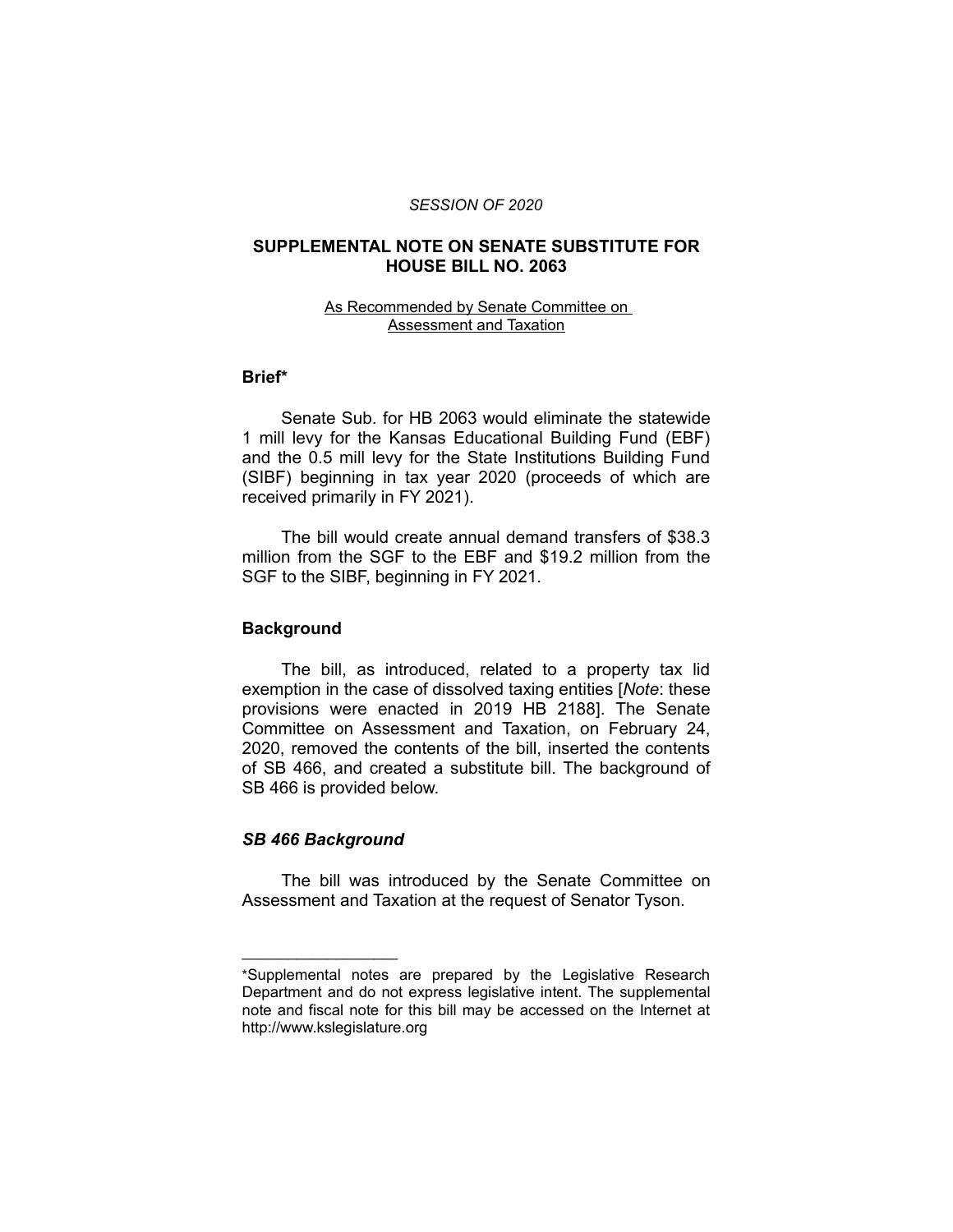*SESSION OF 2020*

# SUPPLEMENTAL NOTE ON SENATE SUBSTITUTE FOR HOUSE BILL NO. 2063

As Recommended by Senate Committee on Assessment and Taxation

## Brief*

Senate Sub. for HB 2063 would eliminate the statewide 1 mill levy for the Kansas Educational Building Fund (EBF) and the 0.5 mill levy for the State Institutions Building Fund (SIBF) beginning in tax year 2020 (proceeds of which are received primarily in FY 2021).

The bill would create annual demand transfers of $38.3 million from the SGF to the EBF and $19.2 million from the SGF to the SIBF, beginning in FY 2021.

## Background

The bill, as introduced, related to a property tax lid exemption in the case of dissolved taxing entities [*Note*: these provisions were enacted in 2019 HB 2188]. The Senate Committee on Assessment and Taxation, on February 24, 2020, removed the contents of the bill, inserted the contents of SB 466, and created a substitute bill. The background of SB 466 is provided below.

### *SB 466 Background*

The bill was introduced by the Senate Committee on Assessment and Taxation at the request of Senator Tyson.

---

*Supplemental notes are prepared by the Legislative Research Department and do not express legislative intent. The supplemental note and fiscal note for this bill may be accessed on the Internet at http://www.kslegislature.org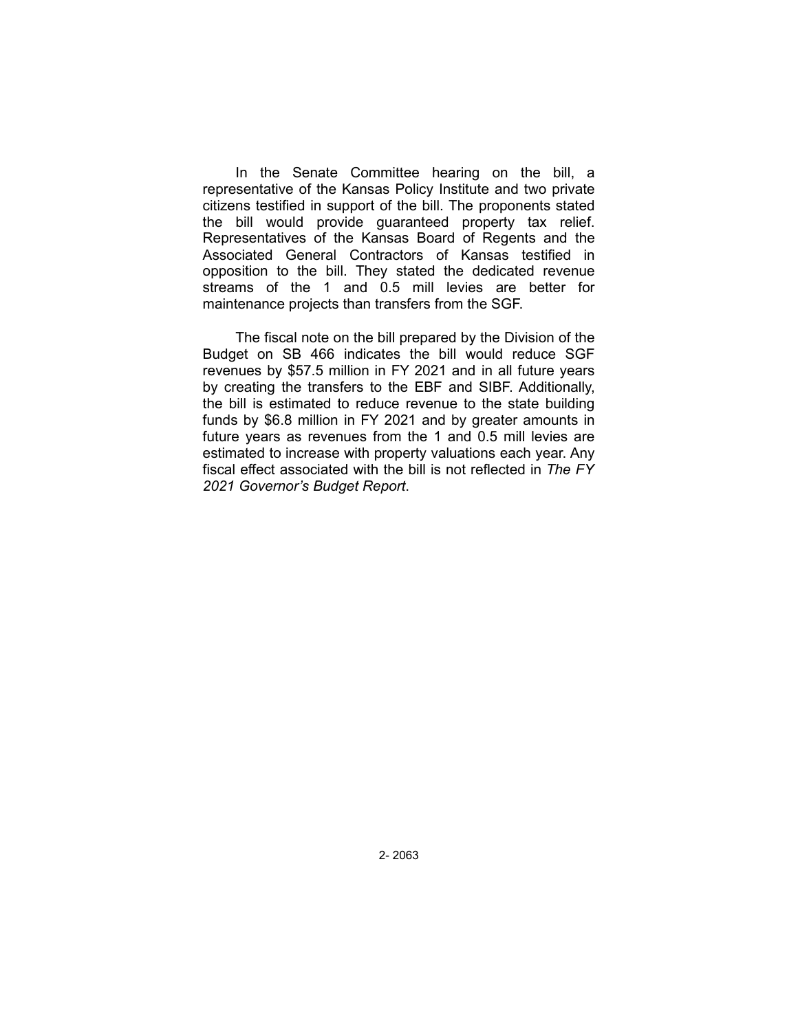In the Senate Committee hearing on the bill, a representative of the Kansas Policy Institute and two private citizens testified in support of the bill. The proponents stated the bill would provide guaranteed property tax relief. Representatives of the Kansas Board of Regents and the Associated General Contractors of Kansas testified in opposition to the bill. They stated the dedicated revenue streams of the 1 and 0.5 mill levies are better for maintenance projects than transfers from the SGF.

The fiscal note on the bill prepared by the Division of the Budget on SB 466 indicates the bill would reduce SGF revenues by $57.5 million in FY 2021 and in all future years by creating the transfers to the EBF and SIBF. Additionally, the bill is estimated to reduce revenue to the state building funds by $6.8 million in FY 2021 and by greater amounts in future years as revenues from the 1 and 0.5 mill levies are estimated to increase with property valuations each year. Any fiscal effect associated with the bill is not reflected in *The FY 2021 Governor's Budget Report*.